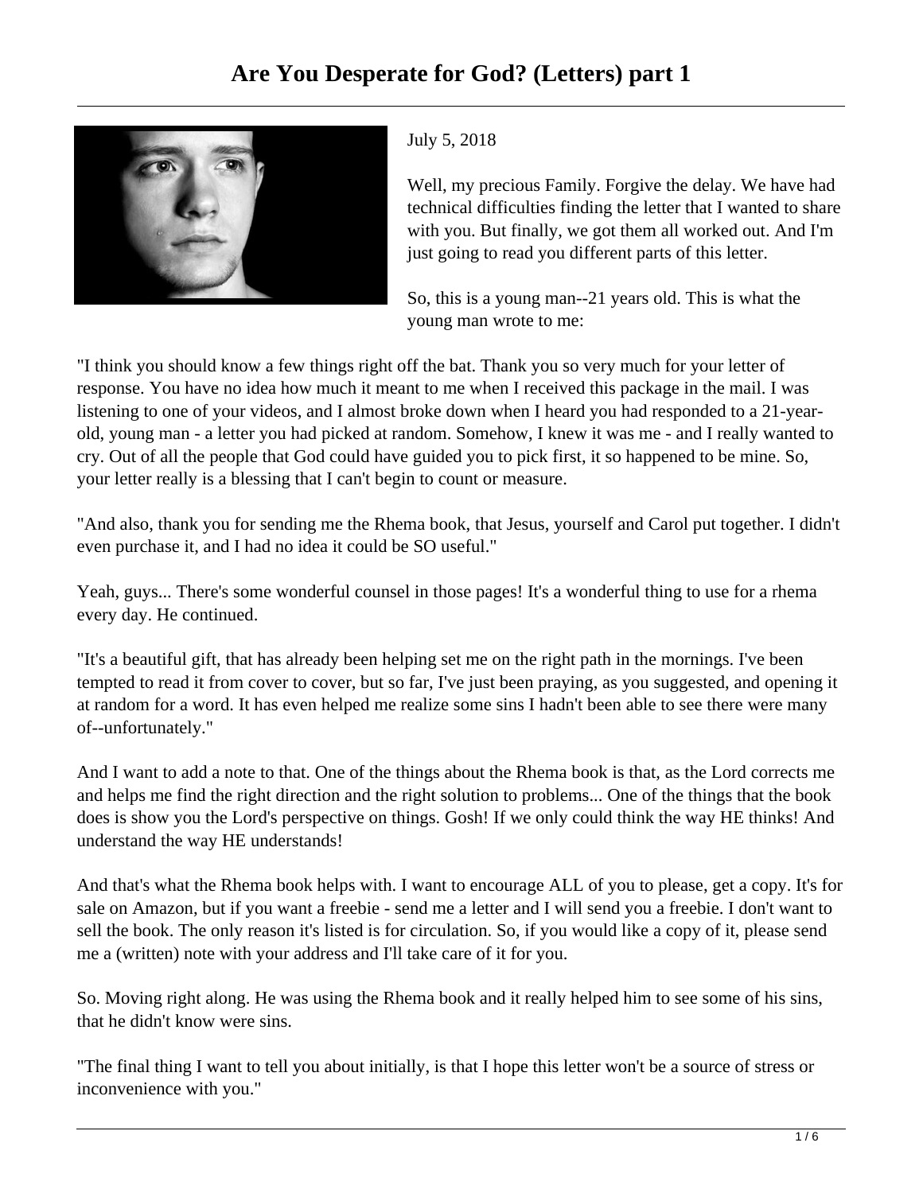# Are You Desperate for God? (Letters) part 1

July 5, 2018

Well, my precious Family. Forgive the delay. We have had technical difficulties finding the letter that I wanted to share with you. But finally, we got them all worked out. And I'm just going to read you different parts of this letter.

So, this is a young man--21 years old. This is what the young man wrote to me:

"I think you should know a few things right off the bat. Thank you so very much for your letter of response. You have no idea how much it meant to me when I received this package in the mail. I was listening to one of your videos, and I almost broke down when I heard you had responded to a 21-year-old, young man - a letter you had picked at random. Somehow, I knew it was me - and I really wanted to cry. Out of all the people that God could have guided you to pick first, it so happened to be mine. So, your letter really is a blessing that I can't begin to count or measure.

"And also, thank you for sending me the Rhema book, that Jesus, yourself and Carol put together. I didn't even purchase it, and I had no idea it could be SO useful."

Yeah, guys... There's some wonderful counsel in those pages! It's a wonderful thing to use for a rhema every day. He continued.

"It's a beautiful gift, that has already been helping set me on the right path in the mornings. I've been tempted to read it from cover to cover, but so far, I've just been praying, as you suggested, and opening it at random for a word. It has even helped me realize some sins I hadn't been able to see there were many of--unfortunately."

And I want to add a note to that. One of the things about the Rhema book is that, as the Lord corrects me and helps me find the right direction and the right solution to problems... One of the things that the book does is show you the Lord's perspective on things. Gosh! If we only could think the way HE thinks! And understand the way HE understands!

And that's what the Rhema book helps with. I want to encourage ALL of you to please, get a copy. It's for sale on Amazon, but if you want a freebie - send me a letter and I will send you a freebie. I don't want to sell the book. The only reason it's listed is for circulation. So, if you would like a copy of it, please send me a (written) note with your address and I'll take care of it for you.

So. Moving right along. He was using the Rhema book and it really helped him to see some of his sins, that he didn't know were sins.

"The final thing I want to tell you about initially, is that I hope this letter won't be a source of stress or inconvenience with you."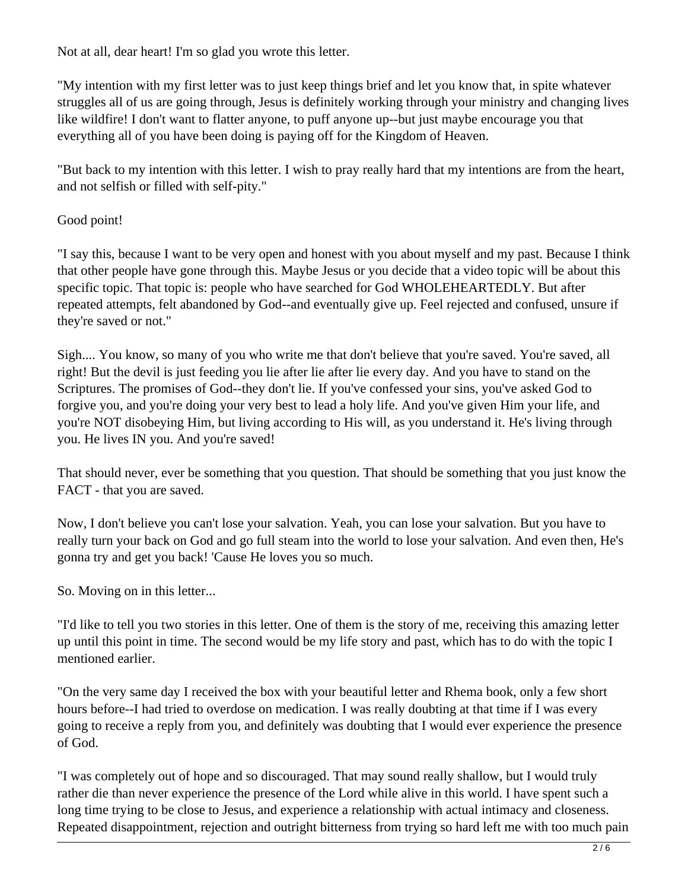Not at all, dear heart! I'm so glad you wrote this letter.

"My intention with my first letter was to just keep things brief and let you know that, in spite whatever struggles all of us are going through, Jesus is definitely working through your ministry and changing lives like wildfire! I don't want to flatter anyone, to puff anyone up--but just maybe encourage you that everything all of you have been doing is paying off for the Kingdom of Heaven.

"But back to my intention with this letter. I wish to pray really hard that my intentions are from the heart, and not selfish or filled with self-pity."

Good point!

"I say this, because I want to be very open and honest with you about myself and my past. Because I think that other people have gone through this. Maybe Jesus or you decide that a video topic will be about this specific topic. That topic is: people who have searched for God WHOLEHEARTEDLY. But after repeated attempts, felt abandoned by God--and eventually give up. Feel rejected and confused, unsure if they're saved or not."

Sigh.... You know, so many of you who write me that don't believe that you're saved. You're saved, all right! But the devil is just feeding you lie after lie after lie every day. And you have to stand on the Scriptures. The promises of God--they don't lie. If you've confessed your sins, you've asked God to forgive you, and you're doing your very best to lead a holy life. And you've given Him your life, and you're NOT disobeying Him, but living according to His will, as you understand it. He's living through you. He lives IN you. And you're saved!

That should never, ever be something that you question. That should be something that you just know the FACT - that you are saved.

Now, I don't believe you can't lose your salvation. Yeah, you can lose your salvation. But you have to really turn your back on God and go full steam into the world to lose your salvation. And even then, He's gonna try and get you back! 'Cause He loves you so much.

So. Moving on in this letter...

"I'd like to tell you two stories in this letter. One of them is the story of me, receiving this amazing letter up until this point in time. The second would be my life story and past, which has to do with the topic I mentioned earlier.

"On the very same day I received the box with your beautiful letter and Rhema book, only a few short hours before--I had tried to overdose on medication. I was really doubting at that time if I was every going to receive a reply from you, and definitely was doubting that I would ever experience the presence of God.

"I was completely out of hope and so discouraged. That may sound really shallow, but I would truly rather die than never experience the presence of the Lord while alive in this world. I have spent such a long time trying to be close to Jesus, and experience a relationship with actual intimacy and closeness. Repeated disappointment, rejection and outright bitterness from trying so hard left me with too much pain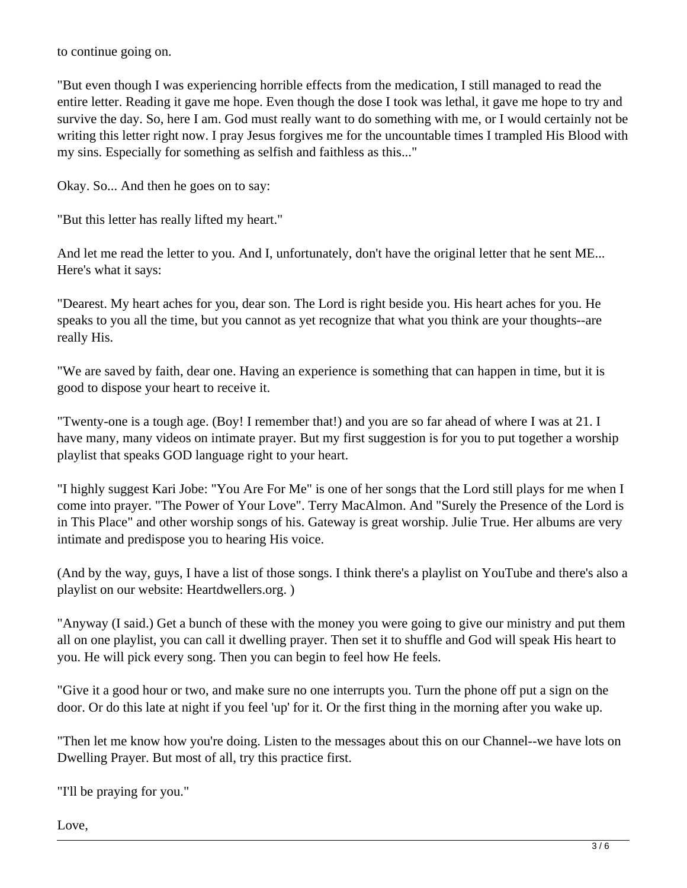to continue going on.

"But even though I was experiencing horrible effects from the medication, I still managed to read the entire letter. Reading it gave me hope. Even though the dose I took was lethal, it gave me hope to try and survive the day. So, here I am. God must really want to do something with me, or I would certainly not be writing this letter right now. I pray Jesus forgives me for the uncountable times I trampled His Blood with my sins. Especially for something as selfish and faithless as this..."

Okay. So... And then he goes on to say:

"But this letter has really lifted my heart."

And let me read the letter to you. And I, unfortunately, don't have the original letter that he sent ME... Here's what it says:

"Dearest. My heart aches for you, dear son. The Lord is right beside you. His heart aches for you. He speaks to you all the time, but you cannot as yet recognize that what you think are your thoughts--are really His.

"We are saved by faith, dear one. Having an experience is something that can happen in time, but it is good to dispose your heart to receive it.

"Twenty-one is a tough age. (Boy! I remember that!) and you are so far ahead of where I was at 21. I have many, many videos on intimate prayer. But my first suggestion is for you to put together a worship playlist that speaks GOD language right to your heart.

"I highly suggest Kari Jobe: "You Are For Me" is one of her songs that the Lord still plays for me when I come into prayer. "The Power of Your Love". Terry MacAlmon. And "Surely the Presence of the Lord is in This Place" and other worship songs of his. Gateway is great worship. Julie True. Her albums are very intimate and predispose you to hearing His voice.

(And by the way, guys, I have a list of those songs. I think there's a playlist on YouTube and there's also a playlist on our website: Heartdwellers.org. )

"Anyway (I said.) Get a bunch of these with the money you were going to give our ministry and put them all on one playlist, you can call it dwelling prayer. Then set it to shuffle and God will speak His heart to you. He will pick every song. Then you can begin to feel how He feels.

"Give it a good hour or two, and make sure no one interrupts you. Turn the phone off put a sign on the door. Or do this late at night if you feel 'up' for it. Or the first thing in the morning after you wake up.

"Then let me know how you're doing. Listen to the messages about this on our Channel--we have lots on Dwelling Prayer. But most of all, try this practice first.

"I'll be praying for you."

Love,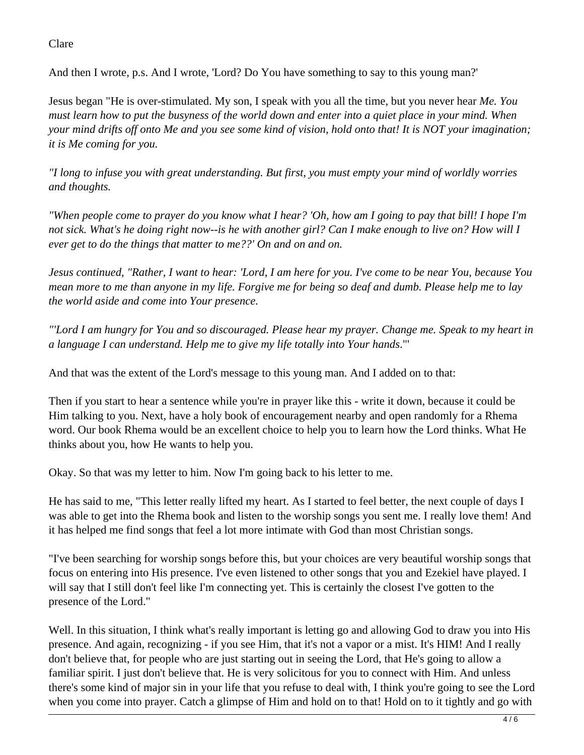Clare

And then I wrote, p.s. And I wrote, 'Lord? Do You have something to say to this young man?'

Jesus began "He is over-stimulated. My son, I speak with you all the time, but you never hear *Me. You must learn how to put the busyness of the world down and enter into a quiet place in your mind. When your mind drifts off onto Me and you see some kind of vision, hold onto that! It is NOT your imagination; it is Me coming for you.*

*"I long to infuse you with great understanding. But first, you must empty your mind of worldly worries and thoughts.*

*"When people come to prayer do you know what I hear? 'Oh, how am I going to pay that bill! I hope I'm not sick. What's he doing right now--is he with another girl? Can I make enough to live on? How will I ever get to do the things that matter to me??' On and on and on.*

*Jesus continued, "Rather, I want to hear: 'Lord, I am here for you. I've come to be near You, because You mean more to me than anyone in my life. Forgive me for being so deaf and dumb. Please help me to lay the world aside and come into Your presence.*

*"'Lord I am hungry for You and so discouraged. Please hear my prayer. Change me. Speak to my heart in a language I can understand. Help me to give my life totally into Your hands*.'"

And that was the extent of the Lord's message to this young man. And I added on to that:

Then if you start to hear a sentence while you're in prayer like this - write it down, because it could be Him talking to you. Next, have a holy book of encouragement nearby and open randomly for a Rhema word. Our book Rhema would be an excellent choice to help you to learn how the Lord thinks. What He thinks about you, how He wants to help you.

Okay. So that was my letter to him. Now I'm going back to his letter to me.

He has said to me, "This letter really lifted my heart. As I started to feel better, the next couple of days I was able to get into the Rhema book and listen to the worship songs you sent me. I really love them! And it has helped me find songs that feel a lot more intimate with God than most Christian songs.

"I've been searching for worship songs before this, but your choices are very beautiful worship songs that focus on entering into His presence. I've even listened to other songs that you and Ezekiel have played. I will say that I still don't feel like I'm connecting yet. This is certainly the closest I've gotten to the presence of the Lord."

Well. In this situation, I think what's really important is letting go and allowing God to draw you into His presence. And again, recognizing - if you see Him, that it's not a vapor or a mist. It's HIM! And I really don't believe that, for people who are just starting out in seeing the Lord, that He's going to allow a familiar spirit. I just don't believe that. He is very solicitous for you to connect with Him. And unless there's some kind of major sin in your life that you refuse to deal with, I think you're going to see the Lord when you come into prayer. Catch a glimpse of Him and hold on to that! Hold on to it tightly and go with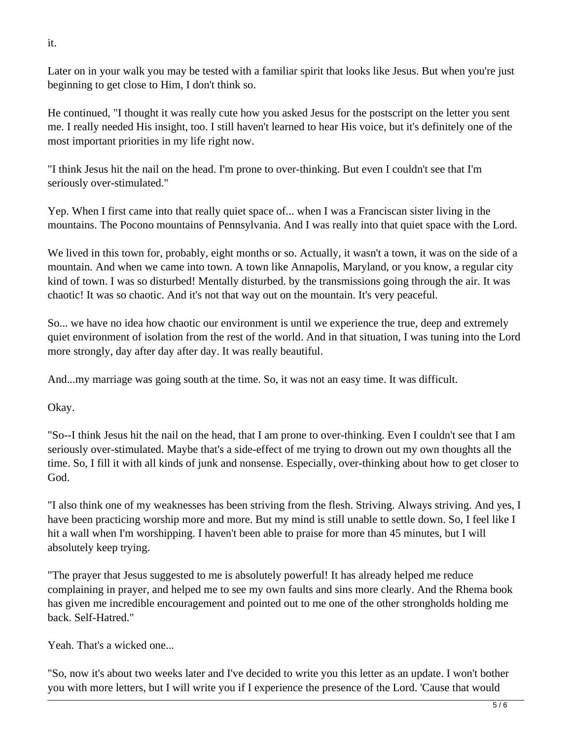it.

Later on in your walk you may be tested with a familiar spirit that looks like Jesus. But when you're just beginning to get close to Him, I don't think so.

He continued, "I thought it was really cute how you asked Jesus for the postscript on the letter you sent me. I really needed His insight, too. I still haven't learned to hear His voice, but it's definitely one of the most important priorities in my life right now.

"I think Jesus hit the nail on the head. I'm prone to over-thinking. But even I couldn't see that I'm seriously over-stimulated."

Yep. When I first came into that really quiet space of... when I was a Franciscan sister living in the mountains. The Pocono mountains of Pennsylvania. And I was really into that quiet space with the Lord.

We lived in this town for, probably, eight months or so. Actually, it wasn't a town, it was on the side of a mountain. And when we came into town. A town like Annapolis, Maryland, or you know, a regular city kind of town. I was so disturbed! Mentally disturbed. by the transmissions going through the air. It was chaotic! It was so chaotic. And it's not that way out on the mountain. It's very peaceful.

So... we have no idea how chaotic our environment is until we experience the true, deep and extremely quiet environment of isolation from the rest of the world. And in that situation, I was tuning into the Lord more strongly, day after day after day. It was really beautiful.

And...my marriage was going south at the time. So, it was not an easy time. It was difficult.

Okay.

"So--I think Jesus hit the nail on the head, that I am prone to over-thinking. Even I couldn't see that I am seriously over-stimulated. Maybe that's a side-effect of me trying to drown out my own thoughts all the time. So, I fill it with all kinds of junk and nonsense. Especially, over-thinking about how to get closer to God.

"I also think one of my weaknesses has been striving from the flesh. Striving. Always striving. And yes, I have been practicing worship more and more. But my mind is still unable to settle down. So, I feel like I hit a wall when I'm worshipping. I haven't been able to praise for more than 45 minutes, but I will absolutely keep trying.

"The prayer that Jesus suggested to me is absolutely powerful! It has already helped me reduce complaining in prayer, and helped me to see my own faults and sins more clearly. And the Rhema book has given me incredible encouragement and pointed out to me one of the other strongholds holding me back. Self-Hatred."

Yeah. That's a wicked one...

"So, now it's about two weeks later and I've decided to write you this letter as an update. I won't bother you with more letters, but I will write you if I experience the presence of the Lord. 'Cause that would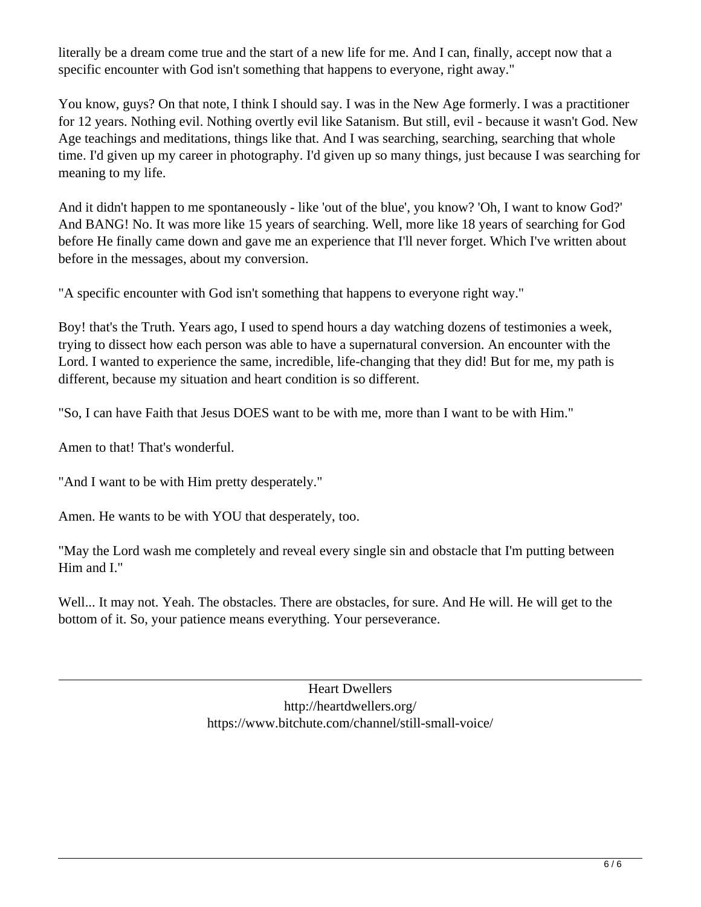literally be a dream come true and the start of a new life for me. And I can, finally, accept now that a specific encounter with God isn't something that happens to everyone, right away."

You know, guys? On that note, I think I should say. I was in the New Age formerly. I was a practitioner for 12 years. Nothing evil. Nothing overtly evil like Satanism. But still, evil - because it wasn't God. New Age teachings and meditations, things like that. And I was searching, searching, searching that whole time. I'd given up my career in photography. I'd given up so many things, just because I was searching for meaning to my life.

And it didn't happen to me spontaneously - like 'out of the blue', you know? 'Oh, I want to know God?' And BANG! No. It was more like 15 years of searching. Well, more like 18 years of searching for God before He finally came down and gave me an experience that I'll never forget. Which I've written about before in the messages, about my conversion.

"A specific encounter with God isn't something that happens to everyone right way."

Boy! that's the Truth. Years ago, I used to spend hours a day watching dozens of testimonies a week, trying to dissect how each person was able to have a supernatural conversion. An encounter with the Lord. I wanted to experience the same, incredible, life-changing that they did! But for me, my path is different, because my situation and heart condition is so different.

"So, I can have Faith that Jesus DOES want to be with me, more than I want to be with Him."

Amen to that! That's wonderful.

"And I want to be with Him pretty desperately."

Amen. He wants to be with YOU that desperately, too.

"May the Lord wash me completely and reveal every single sin and obstacle that I'm putting between Him and I."

Well... It may not. Yeah. The obstacles. There are obstacles, for sure. And He will. He will get to the bottom of it. So, your patience means everything. Your perseverance.

Heart Dwellers
http://heartdwellers.org/
https://www.bitchute.com/channel/still-small-voice/